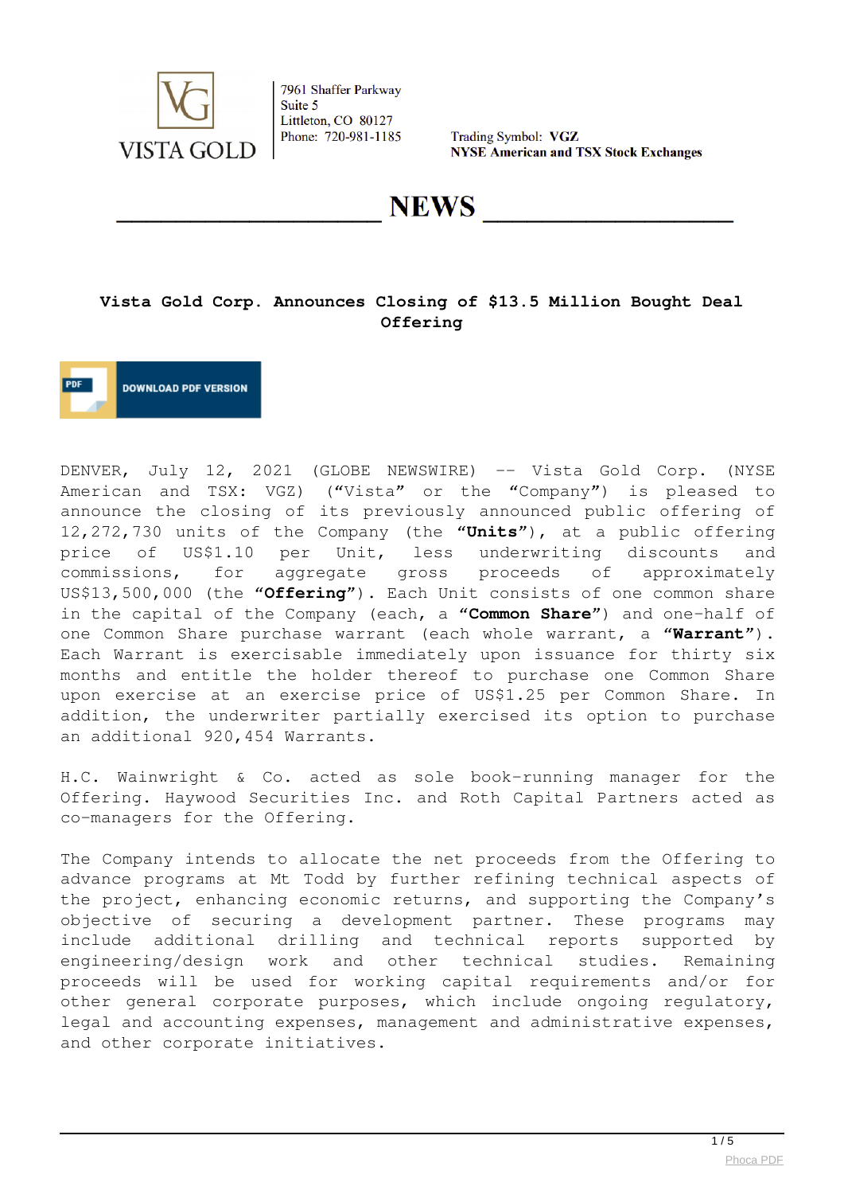VISTA GOLD

7961 Shaffer Parkway
Suite 5
Littleton, CO 80127
Phone: 720-981-1185

Trading Symbol: **VGZ**
**NYSE American and TSX Stock Exchanges**

# NEWS

## Vista Gold Corp. Announces Closing of $13.5 Million Bought Deal Offering

DOWNLOAD PDF VERSION

DENVER, July 12, 2021 (GLOBE NEWSWIRE) -- Vista Gold Corp. (NYSE American and TSX: VGZ) (“Vista” or the “Company”) is pleased to announce the closing of its previously announced public offering of 12,272,730 units of the Company (the **“Units”**), at a public offering price of US$1.10 per Unit, less underwriting discounts and commissions, for aggregate gross proceeds of approximately US$13,500,000 (the **“Offering”**). Each Unit consists of one common share in the capital of the Company (each, a **“Common Share”**) and one-half of one Common Share purchase warrant (each whole warrant, a **“Warrant”**). Each Warrant is exercisable immediately upon issuance for thirty six months and entitle the holder thereof to purchase one Common Share upon exercise at an exercise price of US$1.25 per Common Share. In addition, the underwriter partially exercised its option to purchase an additional 920,454 Warrants.

H.C. Wainwright & Co. acted as sole book-running manager for the Offering. Haywood Securities Inc. and Roth Capital Partners acted as co-managers for the Offering.

The Company intends to allocate the net proceeds from the Offering to advance programs at Mt Todd by further refining technical aspects of the project, enhancing economic returns, and supporting the Company’s objective of securing a development partner. These programs may include additional drilling and technical reports supported by engineering/design work and other technical studies. Remaining proceeds will be used for working capital requirements and/or for other general corporate purposes, which include ongoing regulatory, legal and accounting expenses, management and administrative expenses, and other corporate initiatives.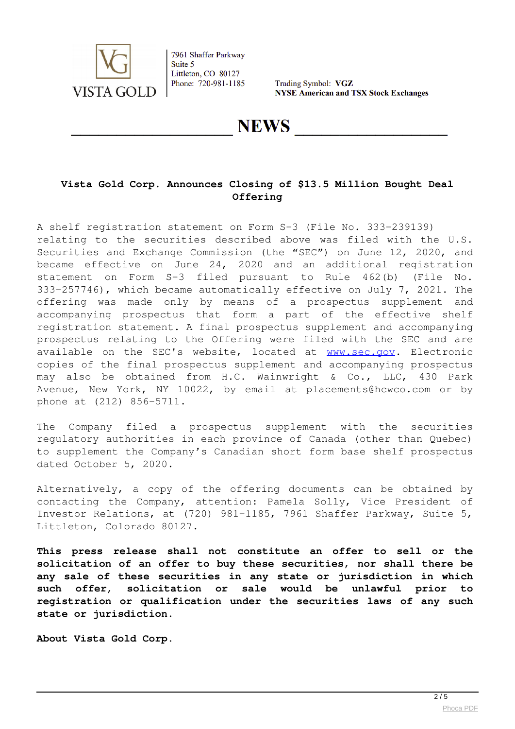Vista Gold Corp.

7961 Shaffer Parkway
Suite 5
Littleton, CO 80127
Phone: 720-981-1185

Trading Symbol: **VGZ**
**NYSE American and TSX Stock Exchanges**

# NEWS

## Vista Gold Corp. Announces Closing of $13.5 Million Bought Deal Offering

A shelf registration statement on Form S-3 (File No. 333-239139) relating to the securities described above was filed with the U.S. Securities and Exchange Commission (the "SEC") on June 12, 2020, and became effective on June 24, 2020 and an additional registration statement on Form S-3 filed pursuant to Rule 462(b) (File No. 333-257746), which became automatically effective on July 7, 2021. The offering was made only by means of a prospectus supplement and accompanying prospectus that form a part of the effective shelf registration statement. A final prospectus supplement and accompanying prospectus relating to the Offering were filed with the SEC and are available on the SEC's website, located at www.sec.gov. Electronic copies of the final prospectus supplement and accompanying prospectus may also be obtained from H.C. Wainwright & Co., LLC, 430 Park Avenue, New York, NY 10022, by email at placements@hcwco.com or by phone at (212) 856-5711.

The Company filed a prospectus supplement with the securities regulatory authorities in each province of Canada (other than Quebec) to supplement the Company's Canadian short form base shelf prospectus dated October 5, 2020.

Alternatively, a copy of the offering documents can be obtained by contacting the Company, attention: Pamela Solly, Vice President of Investor Relations, at (720) 981-1185, 7961 Shaffer Parkway, Suite 5, Littleton, Colorado 80127.

**This press release shall not constitute an offer to sell or the solicitation of an offer to buy these securities, nor shall there be any sale of these securities in any state or jurisdiction in which such offer, solicitation or sale would be unlawful prior to registration or qualification under the securities laws of any such state or jurisdiction.**

**About Vista Gold Corp.**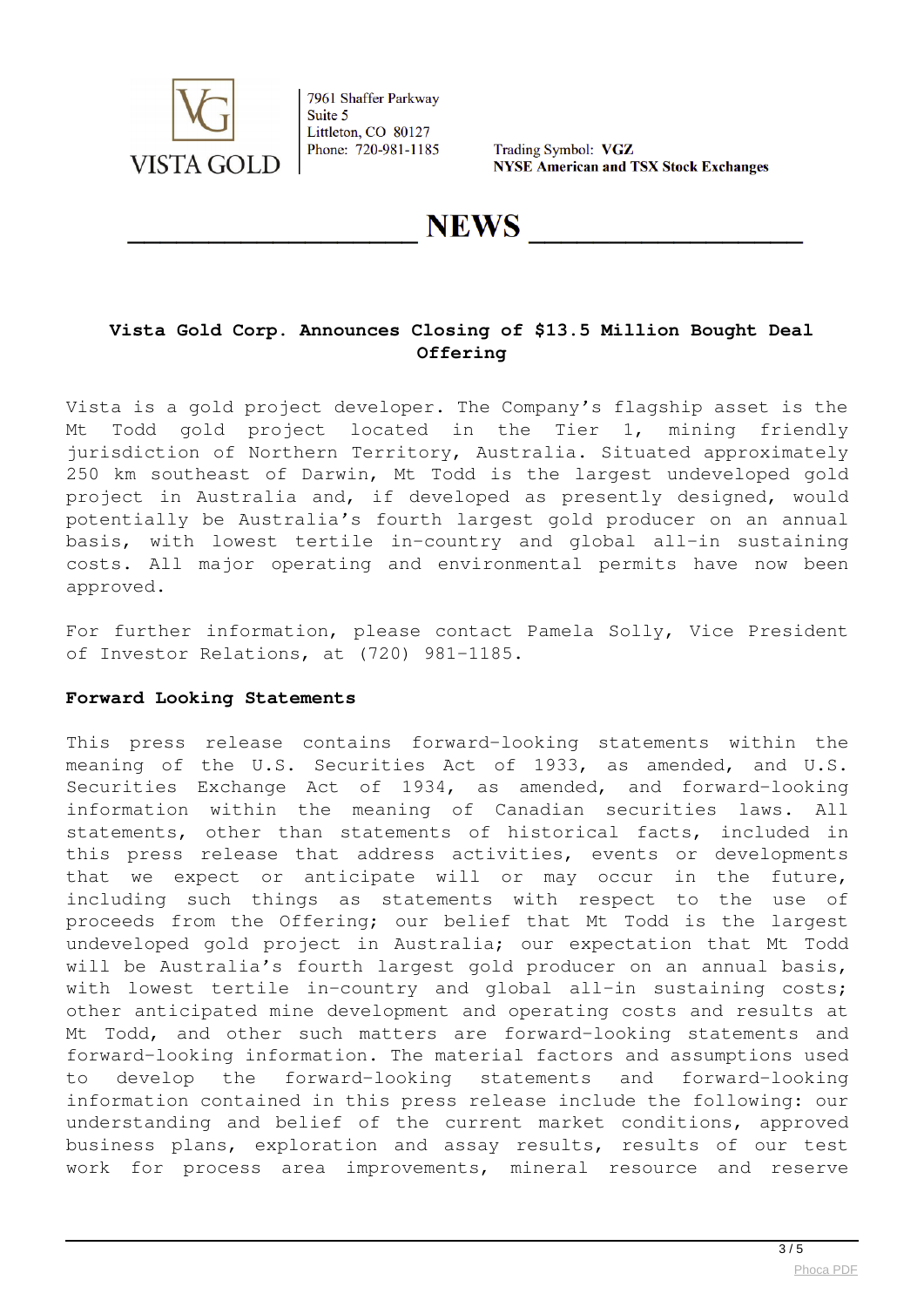VISTA GOLD

7961 Shaffer Parkway
Suite 5
Littleton, CO 80127
Phone: 720-981-1185

Trading Symbol: **VGZ**
**NYSE American and TSX Stock Exchanges**

# NEWS

## Vista Gold Corp. Announces Closing of $13.5 Million Bought Deal Offering

Vista is a gold project developer. The Company's flagship asset is the Mt Todd gold project located in the Tier 1, mining friendly jurisdiction of Northern Territory, Australia. Situated approximately 250 km southeast of Darwin, Mt Todd is the largest undeveloped gold project in Australia and, if developed as presently designed, would potentially be Australia's fourth largest gold producer on an annual basis, with lowest tertile in-country and global all-in sustaining costs. All major operating and environmental permits have now been approved.

For further information, please contact Pamela Solly, Vice President of Investor Relations, at (720) 981-1185.

**Forward Looking Statements**

This press release contains forward-looking statements within the meaning of the U.S. Securities Act of 1933, as amended, and U.S. Securities Exchange Act of 1934, as amended, and forward-looking information within the meaning of Canadian securities laws. All statements, other than statements of historical facts, included in this press release that address activities, events or developments that we expect or anticipate will or may occur in the future, including such things as statements with respect to the use of proceeds from the Offering; our belief that Mt Todd is the largest undeveloped gold project in Australia; our expectation that Mt Todd will be Australia's fourth largest gold producer on an annual basis, with lowest tertile in-country and global all-in sustaining costs; other anticipated mine development and operating costs and results at Mt Todd, and other such matters are forward-looking statements and forward-looking information. The material factors and assumptions used to develop the forward-looking statements and forward-looking information contained in this press release include the following: our understanding and belief of the current market conditions, approved business plans, exploration and assay results, results of our test work for process area improvements, mineral resource and reserve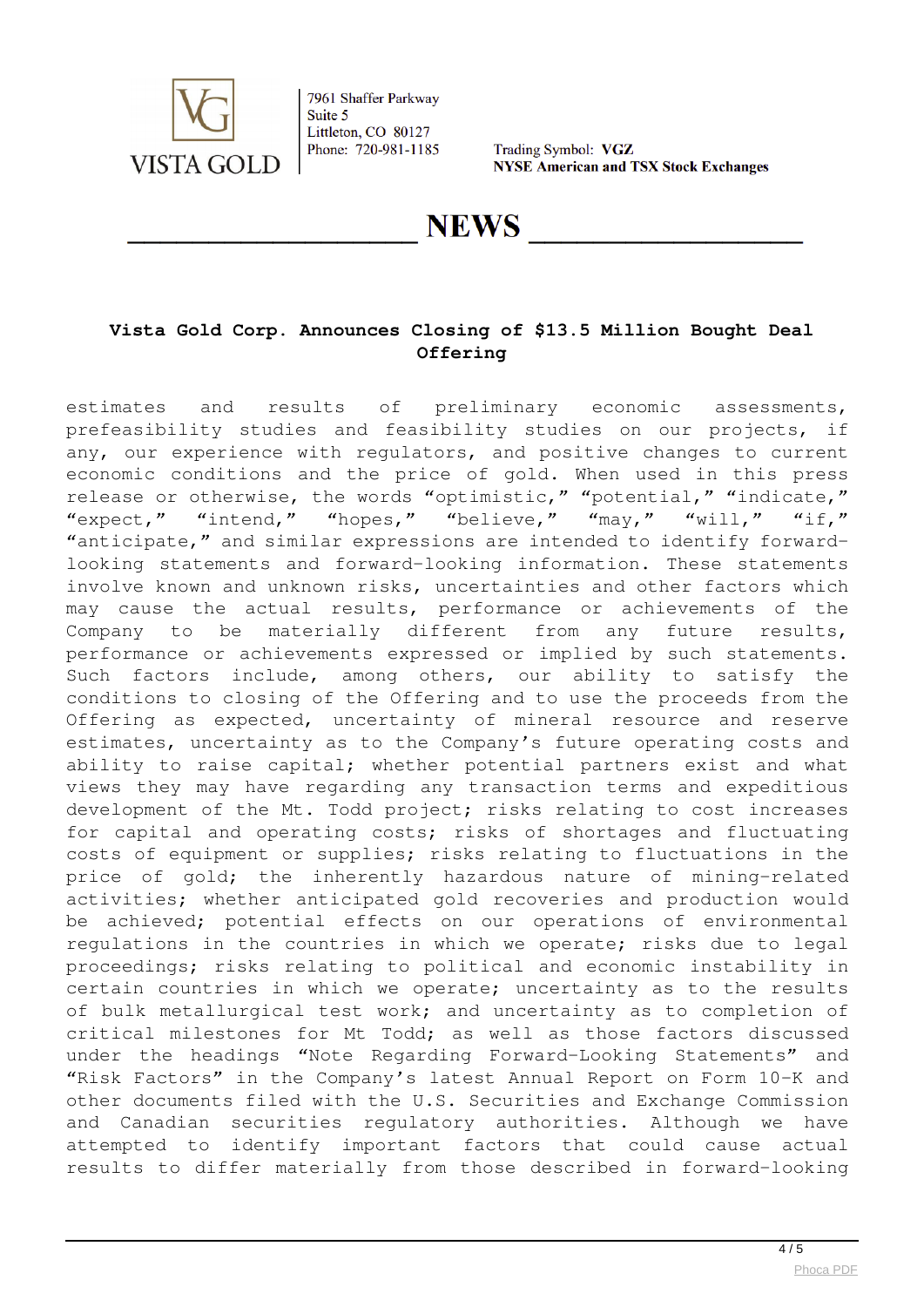estimates and results of preliminary economic assessments, prefeasibility studies and feasibility studies on our projects, if any, our experience with regulators, and positive changes to current economic conditions and the price of gold. When used in this press release or otherwise, the words “optimistic,” “potential,” “indicate,” “expect,” “intend,” “hopes,” “believe,” “may,” “will,” “if,” “anticipate,” and similar expressions are intended to identify forward-looking statements and forward-looking information. These statements involve known and unknown risks, uncertainties and other factors which may cause the actual results, performance or achievements of the Company to be materially different from any future results, performance or achievements expressed or implied by such statements. Such factors include, among others, our ability to satisfy the conditions to closing of the Offering and to use the proceeds from the Offering as expected, uncertainty of mineral resource and reserve estimates, uncertainty as to the Company’s future operating costs and ability to raise capital; whether potential partners exist and what views they may have regarding any transaction terms and expeditious development of the Mt. Todd project; risks relating to cost increases for capital and operating costs; risks of shortages and fluctuating costs of equipment or supplies; risks relating to fluctuations in the price of gold; the inherently hazardous nature of mining-related activities; whether anticipated gold recoveries and production would be achieved; potential effects on our operations of environmental regulations in the countries in which we operate; risks due to legal proceedings; risks relating to political and economic instability in certain countries in which we operate; uncertainty as to the results of bulk metallurgical test work; and uncertainty as to completion of critical milestones for Mt Todd; as well as those factors discussed under the headings “Note Regarding Forward-Looking Statements” and “Risk Factors” in the Company’s latest Annual Report on Form 10-K and other documents filed with the U.S. Securities and Exchange Commission and Canadian securities regulatory authorities. Although we have attempted to identify important factors that could cause actual results to differ materially from those described in forward-looking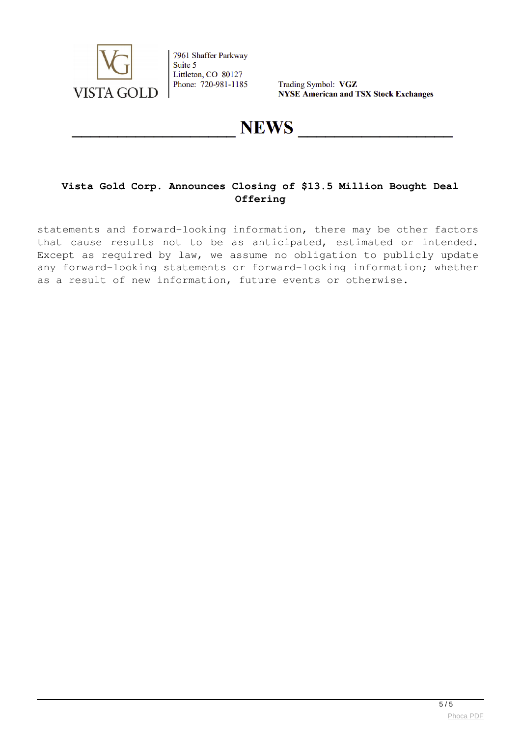statements and forward-looking information, there may be other factors that cause results not to be as anticipated, estimated or intended. Except as required by law, we assume no obligation to publicly update any forward-looking statements or forward-looking information; whether as a result of new information, future events or otherwise.